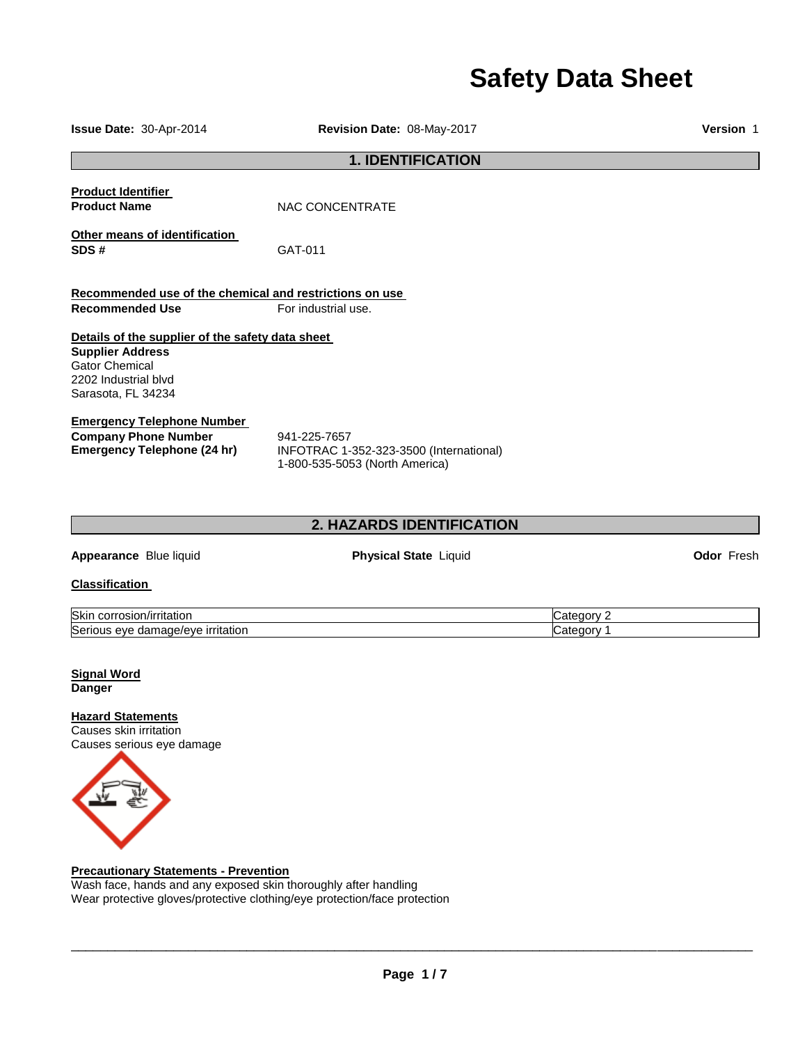# Safety Data Sheet

**Issue Date:** 30-Apr-2014 **Revision Date:** 08-May-2017 **Version** 1

## 1. IDENTIFICATION

**Product Identifier**

**Product Name** NAC CONCENTRATE

**Other means of identification**

**SDS #** GAT-011

**Recommended use of the chemical and restrictions on use**

**Recommended Use** For industrial use.

**Details of the supplier of the safety data sheet**

**Supplier Address**
Gator Chemical
2202 Industrial blvd
Sarasota, FL 34234

**Emergency Telephone Number**

**Company Phone Number** 941-225-7657

**Emergency Telephone (24 hr)** INFOTRAC 1-352-323-3500 (International)
1-800-535-5053 (North America)

## 2. HAZARDS IDENTIFICATION

**Appearance** Blue liquid **Physical State** Liquid **Odor** Fresh

**Classification**

| | |
|---|---|
| Skin corrosion/irritation | Category 2 |
| Serious eye damage/eye irritation | Category 1 |

**Signal Word**

**Danger**

**Hazard Statements**

Causes skin irritation
Causes serious eye damage

**Precautionary Statements - Prevention**

Wash face, hands and any exposed skin thoroughly after handling
Wear protective gloves/protective clothing/eye protection/face protection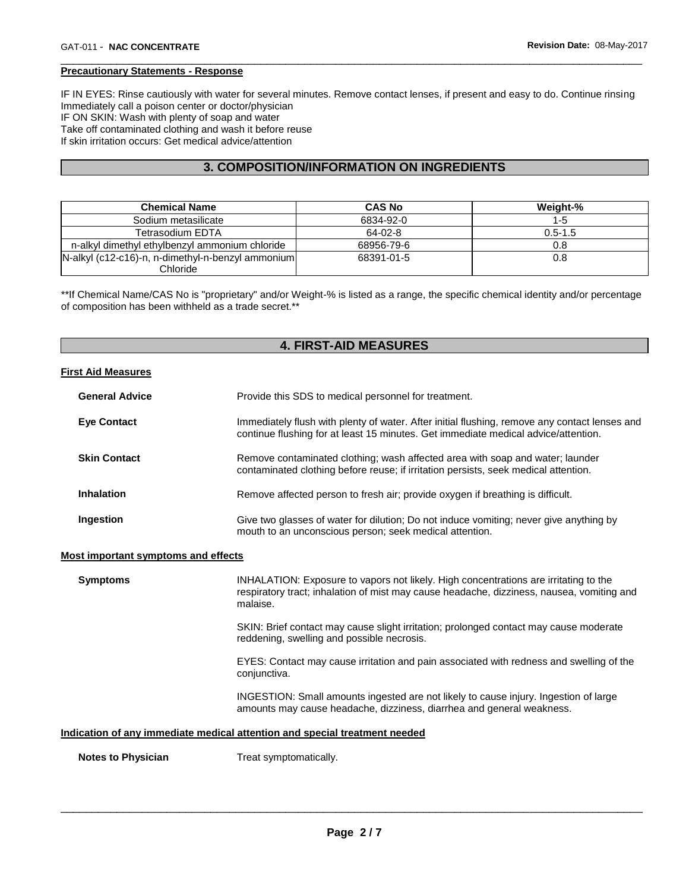**Precautionary Statements - Response**

IF IN EYES: Rinse cautiously with water for several minutes. Remove contact lenses, if present and easy to do. Continue rinsing
Immediately call a poison center or doctor/physician
IF ON SKIN: Wash with plenty of soap and water
Take off contaminated clothing and wash it before reuse
If skin irritation occurs: Get medical advice/attention

## 3. COMPOSITION/INFORMATION ON INGREDIENTS

| Chemical Name | CAS No | Weight-% |
|---|---|---|
| Sodium metasilicate | 6834-92-0 | 1-5 |
| Tetrasodium EDTA | 64-02-8 | 0.5-1.5 |
| n-alkyl dimethyl ethylbenzyl ammonium chloride | 68956-79-6 | 0.8 |
| N-alkyl (c12-c16)-n, n-dimethyl-n-benzyl ammonium Chloride | 68391-01-5 | 0.8 |

**If Chemical Name/CAS No is "proprietary" and/or Weight-% is listed as a range, the specific chemical identity and/or percentage of composition has been withheld as a trade secret.**

## 4. FIRST-AID MEASURES

**First Aid Measures**

**General Advice** Provide this SDS to medical personnel for treatment.

**Eye Contact** Immediately flush with plenty of water. After initial flushing, remove any contact lenses and continue flushing for at least 15 minutes. Get immediate medical advice/attention.

**Skin Contact** Remove contaminated clothing; wash affected area with soap and water; launder contaminated clothing before reuse; if irritation persists, seek medical attention.

**Inhalation** Remove affected person to fresh air; provide oxygen if breathing is difficult.

**Ingestion** Give two glasses of water for dilution; Do not induce vomiting; never give anything by mouth to an unconscious person; seek medical attention.

**Most important symptoms and effects**

**Symptoms** INHALATION: Exposure to vapors not likely. High concentrations are irritating to the respiratory tract; inhalation of mist may cause headache, dizziness, nausea, vomiting and malaise.

SKIN: Brief contact may cause slight irritation; prolonged contact may cause moderate reddening, swelling and possible necrosis.

EYES: Contact may cause irritation and pain associated with redness and swelling of the conjunctiva.

INGESTION: Small amounts ingested are not likely to cause injury. Ingestion of large amounts may cause headache, dizziness, diarrhea and general weakness.

**Indication of any immediate medical attention and special treatment needed**

**Notes to Physician** Treat symptomatically.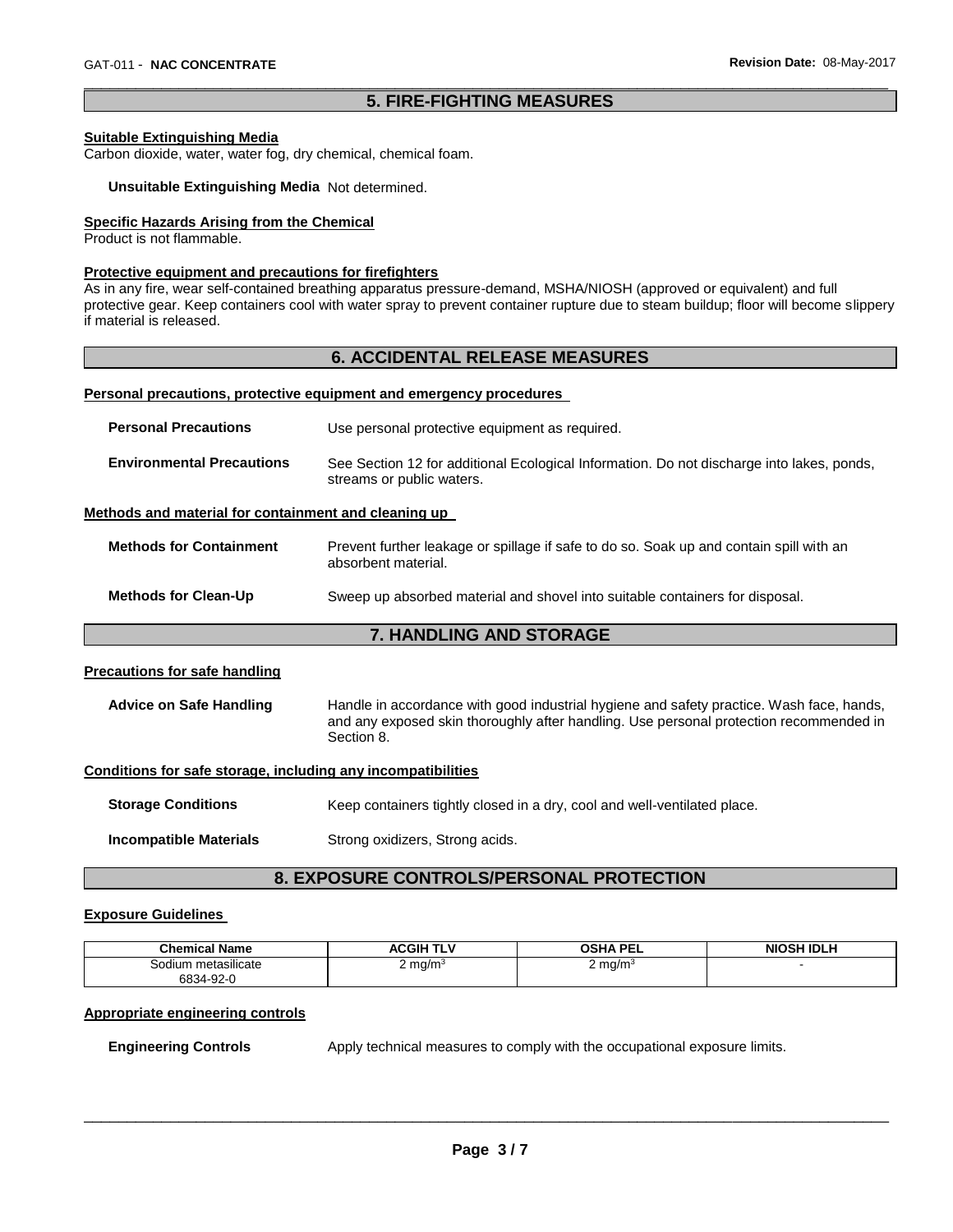## 5. FIRE-FIGHTING MEASURES

**Suitable Extinguishing Media**

Carbon dioxide, water, water fog, dry chemical, chemical foam.

**Unsuitable Extinguishing Media** Not determined.

**Specific Hazards Arising from the Chemical**

Product is not flammable.

**Protective equipment and precautions for firefighters**

As in any fire, wear self-contained breathing apparatus pressure-demand, MSHA/NIOSH (approved or equivalent) and full protective gear. Keep containers cool with water spray to prevent container rupture due to steam buildup; floor will become slippery if material is released.

## 6. ACCIDENTAL RELEASE MEASURES

**Personal precautions, protective equipment and emergency procedures**

**Personal Precautions** Use personal protective equipment as required.

**Environmental Precautions** See Section 12 for additional Ecological Information. Do not discharge into lakes, ponds, streams or public waters.

**Methods and material for containment and cleaning up**

**Methods for Containment** Prevent further leakage or spillage if safe to do so. Soak up and contain spill with an absorbent material.

**Methods for Clean-Up** Sweep up absorbed material and shovel into suitable containers for disposal.

## 7. HANDLING AND STORAGE

**Precautions for safe handling**

**Advice on Safe Handling** Handle in accordance with good industrial hygiene and safety practice. Wash face, hands, and any exposed skin thoroughly after handling. Use personal protection recommended in Section 8.

**Conditions for safe storage, including any incompatibilities**

**Storage Conditions** Keep containers tightly closed in a dry, cool and well-ventilated place.

**Incompatible Materials** Strong oxidizers, Strong acids.

## 8. EXPOSURE CONTROLS/PERSONAL PROTECTION

**Exposure Guidelines**

| Chemical Name | ACGIH TLV | OSHA PEL | NIOSH IDLH |
|---|---|---|---|
| Sodium metasilicate 6834-92-0 | 2 mg/m$^3$ | 2 mg/m$^3$ | - |

**Appropriate engineering controls**

**Engineering Controls** Apply technical measures to comply with the occupational exposure limits.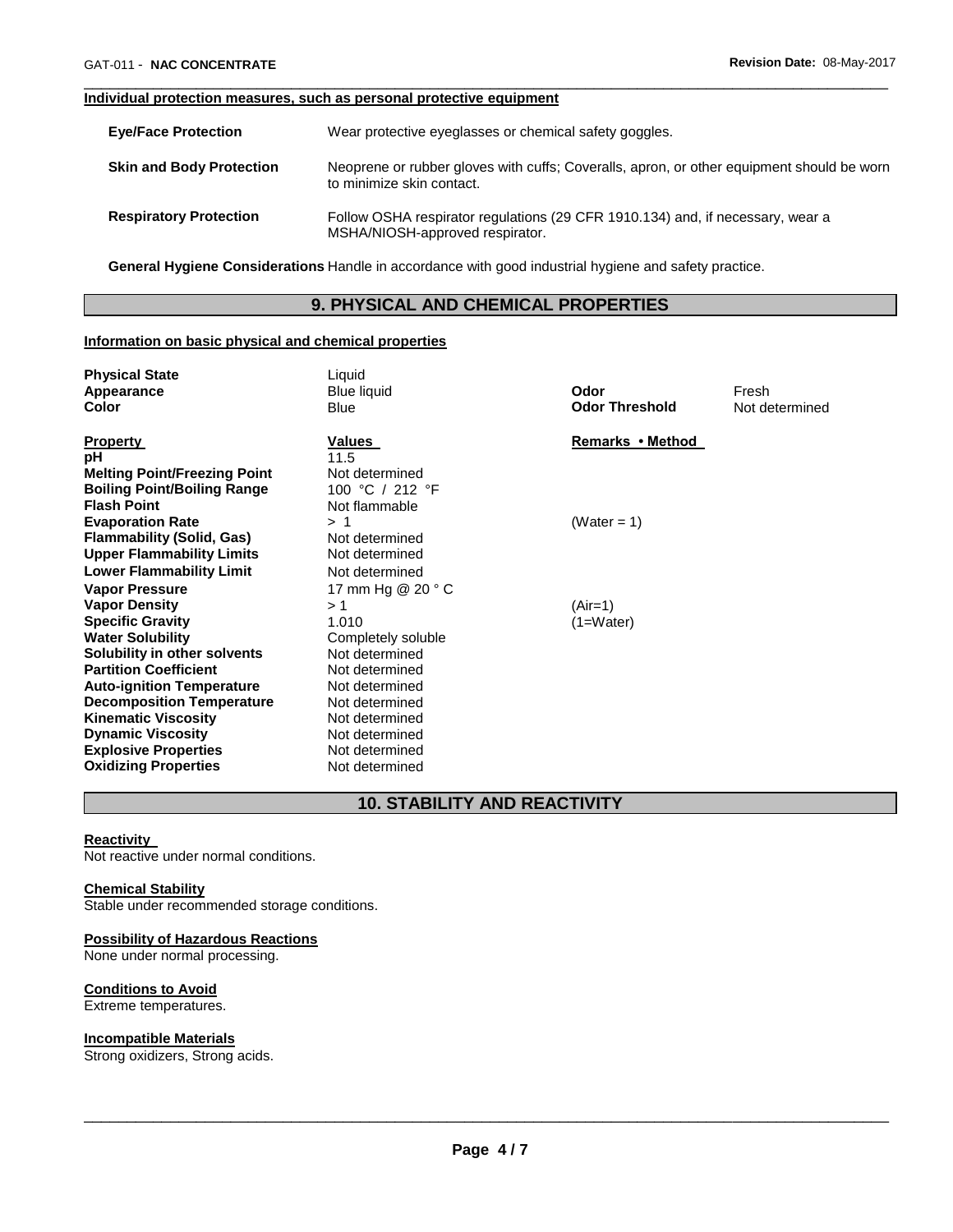#### Individual protection measures, such as personal protective equipment

| | |
|---|---|
| **Eye/Face Protection** | Wear protective eyeglasses or chemical safety goggles. |
| **Skin and Body Protection** | Neoprene or rubber gloves with cuffs; Coveralls, apron, or other equipment should be worn to minimize skin contact. |
| **Respiratory Protection** | Follow OSHA respirator regulations (29 CFR 1910.134) and, if necessary, wear a MSHA/NIOSH-approved respirator. |

**General Hygiene Considerations** Handle in accordance with good industrial hygiene and safety practice.

## 9. PHYSICAL AND CHEMICAL PROPERTIES

#### Information on basic physical and chemical properties

| | | | |
|---|---|---|---|
| **Physical State** | Liquid | | |
| **Appearance** | Blue liquid | **Odor** | Fresh |
| **Color** | Blue | **Odor Threshold** | Not determined |

| **Property** | **Values** | **Remarks • Method** |
|---|---|---|
| **pH** | 11.5 | |
| **Melting Point/Freezing Point** | Not determined | |
| **Boiling Point/Boiling Range** | 100 °C / 212 °F | |
| **Flash Point** | Not flammable | |
| **Evaporation Rate** | > 1 | (Water = 1) |
| **Flammability (Solid, Gas)** | Not determined | |
| **Upper Flammability Limits** | Not determined | |
| **Lower Flammability Limit** | Not determined | |
| **Vapor Pressure** | 17 mm Hg @ 20 ° C | |
| **Vapor Density** | > 1 | (Air=1) |
| **Specific Gravity** | 1.010 | (1=Water) |
| **Water Solubility** | Completely soluble | |
| **Solubility in other solvents** | Not determined | |
| **Partition Coefficient** | Not determined | |
| **Auto-ignition Temperature** | Not determined | |
| **Decomposition Temperature** | Not determined | |
| **Kinematic Viscosity** | Not determined | |
| **Dynamic Viscosity** | Not determined | |
| **Explosive Properties** | Not determined | |
| **Oxidizing Properties** | Not determined | |

## 10. STABILITY AND REACTIVITY

#### Reactivity
Not reactive under normal conditions.

#### Chemical Stability
Stable under recommended storage conditions.

#### Possibility of Hazardous Reactions
None under normal processing.

#### Conditions to Avoid
Extreme temperatures.

#### Incompatible Materials
Strong oxidizers, Strong acids.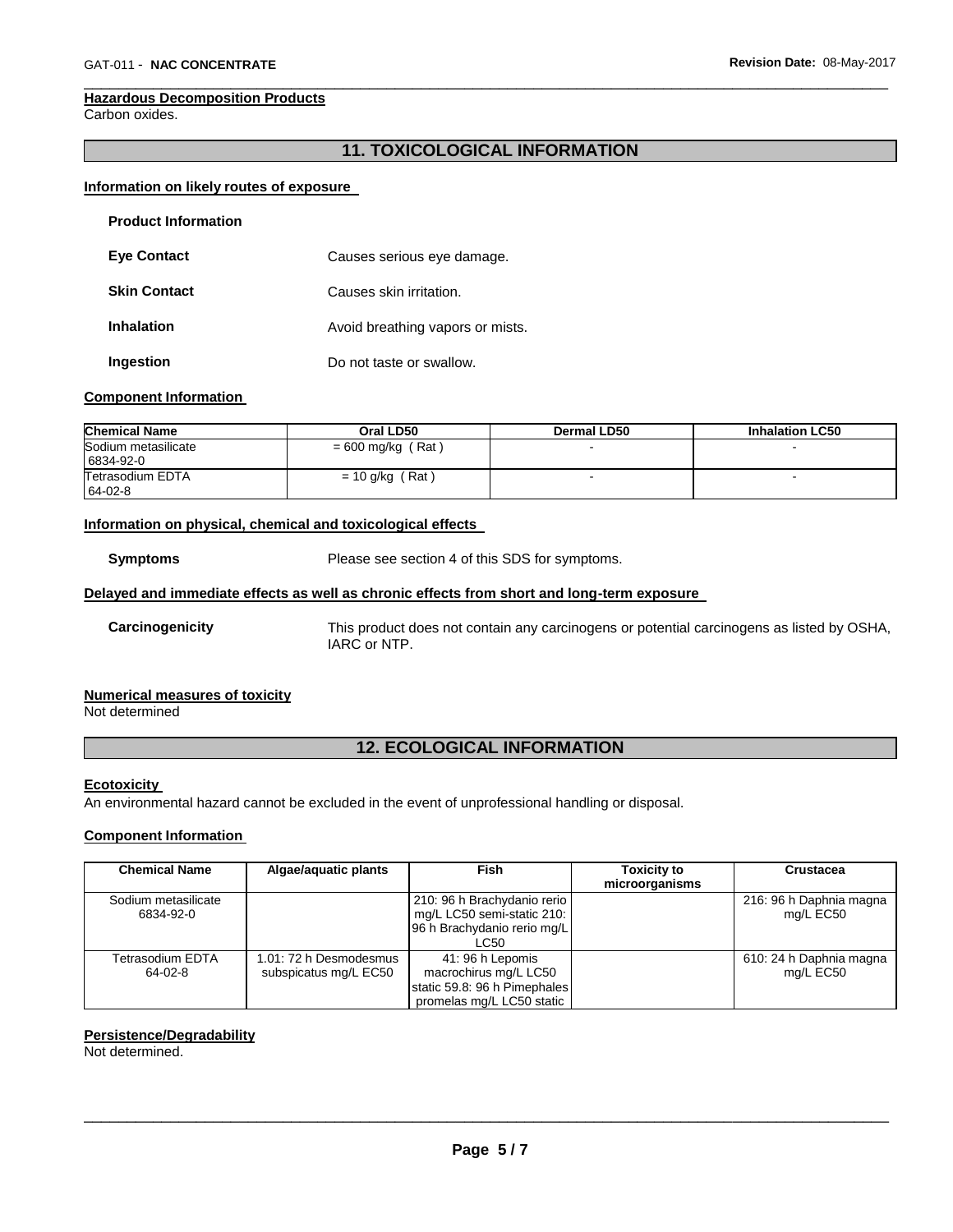#### Hazardous Decomposition Products

Carbon oxides.

## 11. TOXICOLOGICAL INFORMATION

#### Information on likely routes of exposure

**Product Information**

**Eye Contact** Causes serious eye damage.

**Skin Contact** Causes skin irritation.

**Inhalation** Avoid breathing vapors or mists.

**Ingestion** Do not taste or swallow.

#### Component Information

| Chemical Name | Oral LD50 | Dermal LD50 | Inhalation LC50 |
|---|---|---|---|
| Sodium metasilicate<br>6834-92-0 | = 600 mg/kg ( Rat ) | - | - |
| Tetrasodium EDTA<br>64-02-8 | = 10 g/kg ( Rat ) | - | - |

#### Information on physical, chemical and toxicological effects

**Symptoms** Please see section 4 of this SDS for symptoms.

#### Delayed and immediate effects as well as chronic effects from short and long-term exposure

**Carcinogenicity** This product does not contain any carcinogens or potential carcinogens as listed by OSHA, IARC or NTP.

#### Numerical measures of toxicity

Not determined

## 12. ECOLOGICAL INFORMATION

#### Ecotoxicity

An environmental hazard cannot be excluded in the event of unprofessional handling or disposal.

#### Component Information

| Chemical Name | Algae/aquatic plants | Fish | Toxicity to microorganisms | Crustacea |
|---|---|---|---|---|
| Sodium metasilicate<br>6834-92-0 | | 210: 96 h Brachydanio rerio mg/L LC50 semi-static 210: 96 h Brachydanio rerio mg/L LC50 | | 216: 96 h Daphnia magna mg/L EC50 |
| Tetrasodium EDTA<br>64-02-8 | 1.01: 72 h Desmodesmus subspicatus mg/L EC50 | 41: 96 h Lepomis macrochirus mg/L LC50 static 59.8: 96 h Pimephales promelas mg/L LC50 static | | 610: 24 h Daphnia magna mg/L EC50 |

#### Persistence/Degradability

Not determined.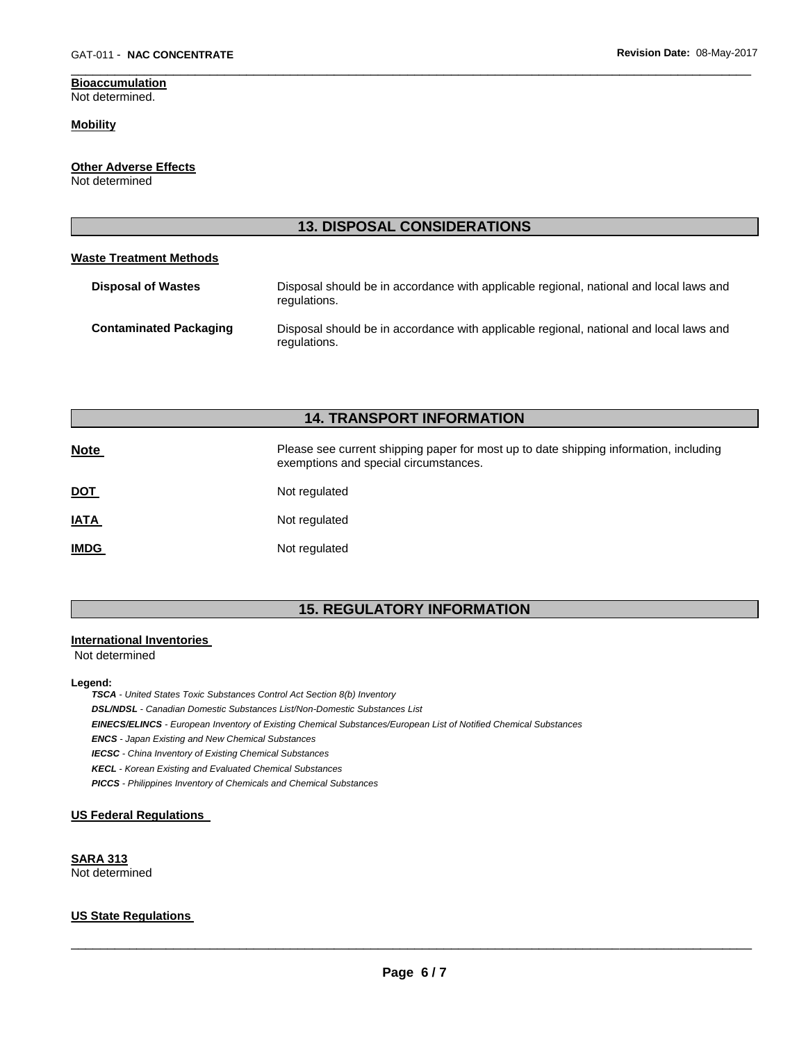**Bioaccumulation**
Not determined.

**Mobility**

**Other Adverse Effects**
Not determined

## 13. DISPOSAL CONSIDERATIONS

**Waste Treatment Methods**

| | |
|---|---|
| **Disposal of Wastes** | Disposal should be in accordance with applicable regional, national and local laws and regulations. |
| **Contaminated Packaging** | Disposal should be in accordance with applicable regional, national and local laws and regulations. |

## 14. TRANSPORT INFORMATION

| | |
|---|---|
| **Note** | Please see current shipping paper for most up to date shipping information, including exemptions and special circumstances. |
| **DOT** | Not regulated |
| **IATA** | Not regulated |
| **IMDG** | Not regulated |

## 15. REGULATORY INFORMATION

**International Inventories**
Not determined

**Legend:**

***TSCA*** *- United States Toxic Substances Control Act Section 8(b) Inventory*
***DSL/NDSL*** *- Canadian Domestic Substances List/Non-Domestic Substances List*
***EINECS/ELINCS*** *- European Inventory of Existing Chemical Substances/European List of Notified Chemical Substances*
***ENCS*** *- Japan Existing and New Chemical Substances*
***IECSC*** *- China Inventory of Existing Chemical Substances*
***KECL*** *- Korean Existing and Evaluated Chemical Substances*
***PICCS*** *- Philippines Inventory of Chemicals and Chemical Substances*

**US Federal Regulations**

**SARA 313**
Not determined

**US State Regulations**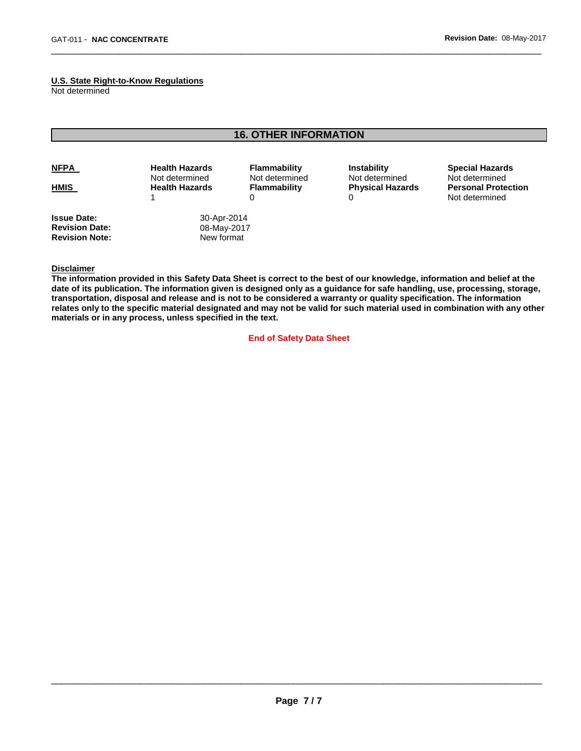**U.S. State Right-to-Know Regulations**
Not determined

## 16. OTHER INFORMATION

| | | | | |
|---|---|---|---|---|
| **NFPA** | **Health Hazards** Not determined | **Flammability** Not determined | **Instability** Not determined | **Special Hazards** Not determined |
| **HMIS** | **Health Hazards** 1 | **Flammability** 0 | **Physical Hazards** 0 | **Personal Protection** Not determined |

**Issue Date:** 30-Apr-2014
**Revision Date:** 08-May-2017
**Revision Note:** New format

**Disclaimer**
**The information provided in this Safety Data Sheet is correct to the best of our knowledge, information and belief at the date of its publication. The information given is designed only as a guidance for safe handling, use, processing, storage, transportation, disposal and release and is not to be considered a warranty or quality specification. The information relates only to the specific material designated and may not be valid for such material used in combination with any other materials or in any process, unless specified in the text.**

**End of Safety Data Sheet**